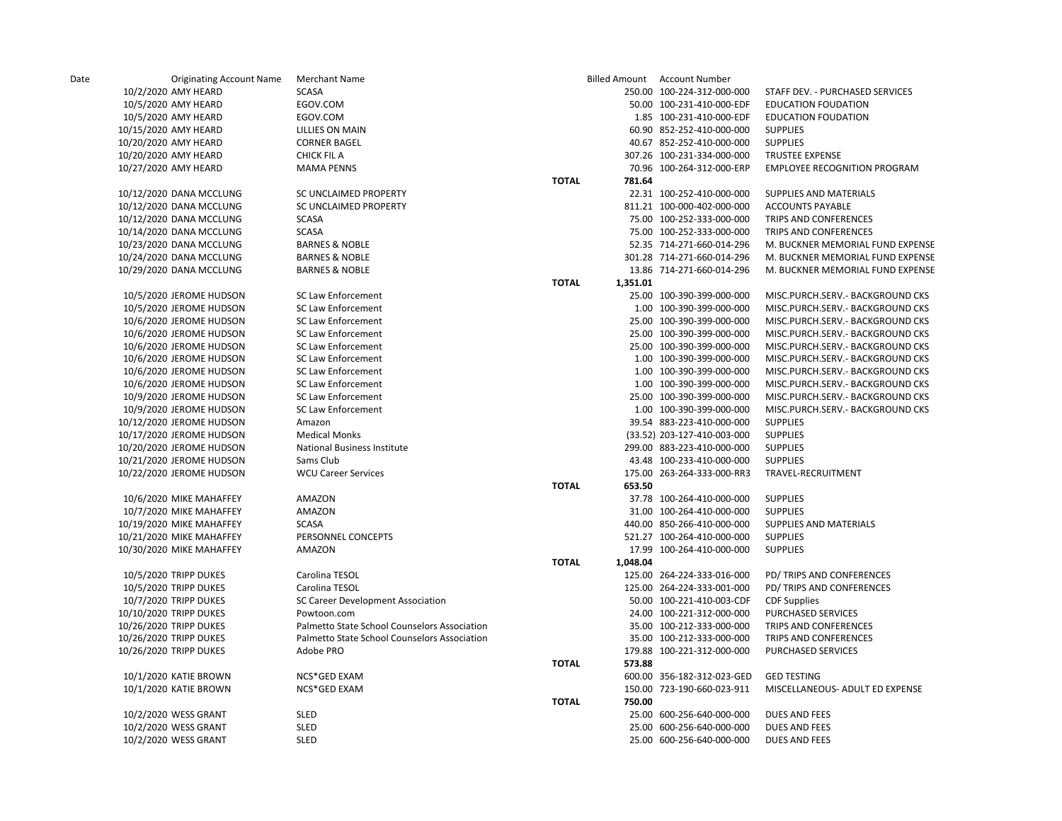| Date | Originating Account Name | Merchant Name | | Billed Amount | Account Number | |
|---|---|---|---|---|---|---|
| 10/2/2020 | AMY HEARD | SCASA | | 250.00 | 100-224-312-000-000 | STAFF DEV. - PURCHASED SERVICES |
| 10/5/2020 | AMY HEARD | EGOV.COM | | 50.00 | 100-231-410-000-EDF | EDUCATION FOUDATION |
| 10/5/2020 | AMY HEARD | EGOV.COM | | 1.85 | 100-231-410-000-EDF | EDUCATION FOUDATION |
| 10/15/2020 | AMY HEARD | LILLIES ON MAIN | | 60.90 | 852-252-410-000-000 | SUPPLIES |
| 10/20/2020 | AMY HEARD | CORNER BAGEL | | 40.67 | 852-252-410-000-000 | SUPPLIES |
| 10/20/2020 | AMY HEARD | CHICK FIL A | | 307.26 | 100-231-334-000-000 | TRUSTEE EXPENSE |
| 10/27/2020 | AMY HEARD | MAMA PENNS | | 70.96 | 100-264-312-000-ERP | EMPLOYEE RECOGNITION PROGRAM |
| | | | **TOTAL** | 781.64 | | |
| 10/12/2020 | DANA MCCLUNG | SC UNCLAIMED PROPERTY | | 22.31 | 100-252-410-000-000 | SUPPLIES AND MATERIALS |
| 10/12/2020 | DANA MCCLUNG | SC UNCLAIMED PROPERTY | | 811.21 | 100-000-402-000-000 | ACCOUNTS PAYABLE |
| 10/12/2020 | DANA MCCLUNG | SCASA | | 75.00 | 100-252-333-000-000 | TRIPS AND CONFERENCES |
| 10/14/2020 | DANA MCCLUNG | SCASA | | 75.00 | 100-252-333-000-000 | TRIPS AND CONFERENCES |
| 10/23/2020 | DANA MCCLUNG | BARNES & NOBLE | | 52.35 | 714-271-660-014-296 | M. BUCKNER MEMORIAL FUND EXPENSE |
| 10/24/2020 | DANA MCCLUNG | BARNES & NOBLE | | 301.28 | 714-271-660-014-296 | M. BUCKNER MEMORIAL FUND EXPENSE |
| 10/29/2020 | DANA MCCLUNG | BARNES & NOBLE | | 13.86 | 714-271-660-014-296 | M. BUCKNER MEMORIAL FUND EXPENSE |
| | | | **TOTAL** | 1,351.01 | | |
| 10/5/2020 | JEROME HUDSON | SC Law Enforcement | | 25.00 | 100-390-399-000-000 | MISC.PURCH.SERV.- BACKGROUND CKS |
| 10/5/2020 | JEROME HUDSON | SC Law Enforcement | | 1.00 | 100-390-399-000-000 | MISC.PURCH.SERV.- BACKGROUND CKS |
| 10/6/2020 | JEROME HUDSON | SC Law Enforcement | | 25.00 | 100-390-399-000-000 | MISC.PURCH.SERV.- BACKGROUND CKS |
| 10/6/2020 | JEROME HUDSON | SC Law Enforcement | | 25.00 | 100-390-399-000-000 | MISC.PURCH.SERV.- BACKGROUND CKS |
| 10/6/2020 | JEROME HUDSON | SC Law Enforcement | | 25.00 | 100-390-399-000-000 | MISC.PURCH.SERV.- BACKGROUND CKS |
| 10/6/2020 | JEROME HUDSON | SC Law Enforcement | | 1.00 | 100-390-399-000-000 | MISC.PURCH.SERV.- BACKGROUND CKS |
| 10/6/2020 | JEROME HUDSON | SC Law Enforcement | | 1.00 | 100-390-399-000-000 | MISC.PURCH.SERV.- BACKGROUND CKS |
| 10/6/2020 | JEROME HUDSON | SC Law Enforcement | | 1.00 | 100-390-399-000-000 | MISC.PURCH.SERV.- BACKGROUND CKS |
| 10/9/2020 | JEROME HUDSON | SC Law Enforcement | | 25.00 | 100-390-399-000-000 | MISC.PURCH.SERV.- BACKGROUND CKS |
| 10/9/2020 | JEROME HUDSON | SC Law Enforcement | | 1.00 | 100-390-399-000-000 | MISC.PURCH.SERV.- BACKGROUND CKS |
| 10/12/2020 | JEROME HUDSON | Amazon | | 39.54 | 883-223-410-000-000 | SUPPLIES |
| 10/17/2020 | JEROME HUDSON | Medical Monks | | (33.52) | 203-127-410-003-000 | SUPPLIES |
| 10/20/2020 | JEROME HUDSON | National Business Institute | | 299.00 | 883-223-410-000-000 | SUPPLIES |
| 10/21/2020 | JEROME HUDSON | Sams Club | | 43.48 | 100-233-410-000-000 | SUPPLIES |
| 10/22/2020 | JEROME HUDSON | WCU Career Services | | 175.00 | 263-264-333-000-RR3 | TRAVEL-RECRUITMENT |
| | | | **TOTAL** | 653.50 | | |
| 10/6/2020 | MIKE MAHAFFEY | AMAZON | | 37.78 | 100-264-410-000-000 | SUPPLIES |
| 10/7/2020 | MIKE MAHAFFEY | AMAZON | | 31.00 | 100-264-410-000-000 | SUPPLIES |
| 10/19/2020 | MIKE MAHAFFEY | SCASA | | 440.00 | 850-266-410-000-000 | SUPPLIES AND MATERIALS |
| 10/21/2020 | MIKE MAHAFFEY | PERSONNEL CONCEPTS | | 521.27 | 100-264-410-000-000 | SUPPLIES |
| 10/30/2020 | MIKE MAHAFFEY | AMAZON | | 17.99 | 100-264-410-000-000 | SUPPLIES |
| | | | **TOTAL** | 1,048.04 | | |
| 10/5/2020 | TRIPP DUKES | Carolina TESOL | | 125.00 | 264-224-333-016-000 | PD/ TRIPS AND CONFERENCES |
| 10/5/2020 | TRIPP DUKES | Carolina TESOL | | 125.00 | 264-224-333-001-000 | PD/ TRIPS AND CONFERENCES |
| 10/7/2020 | TRIPP DUKES | SC Career Development Association | | 50.00 | 100-221-410-003-CDF | CDF Supplies |
| 10/10/2020 | TRIPP DUKES | Powtoon.com | | 24.00 | 100-221-312-000-000 | PURCHASED SERVICES |
| 10/26/2020 | TRIPP DUKES | Palmetto State School Counselors Association | | 35.00 | 100-212-333-000-000 | TRIPS AND CONFERENCES |
| 10/26/2020 | TRIPP DUKES | Palmetto State School Counselors Association | | 35.00 | 100-212-333-000-000 | TRIPS AND CONFERENCES |
| 10/26/2020 | TRIPP DUKES | Adobe PRO | | 179.88 | 100-221-312-000-000 | PURCHASED SERVICES |
| | | | **TOTAL** | 573.88 | | |
| 10/1/2020 | KATIE BROWN | NCS*GED EXAM | | 600.00 | 356-182-312-023-GED | GED TESTING |
| 10/1/2020 | KATIE BROWN | NCS*GED EXAM | | 150.00 | 723-190-660-023-911 | MISCELLANEOUS- ADULT ED EXPENSE |
| | | | **TOTAL** | 750.00 | | |
| 10/2/2020 | WESS GRANT | SLED | | 25.00 | 600-256-640-000-000 | DUES AND FEES |
| 10/2/2020 | WESS GRANT | SLED | | 25.00 | 600-256-640-000-000 | DUES AND FEES |
| 10/2/2020 | WESS GRANT | SLED | | 25.00 | 600-256-640-000-000 | DUES AND FEES |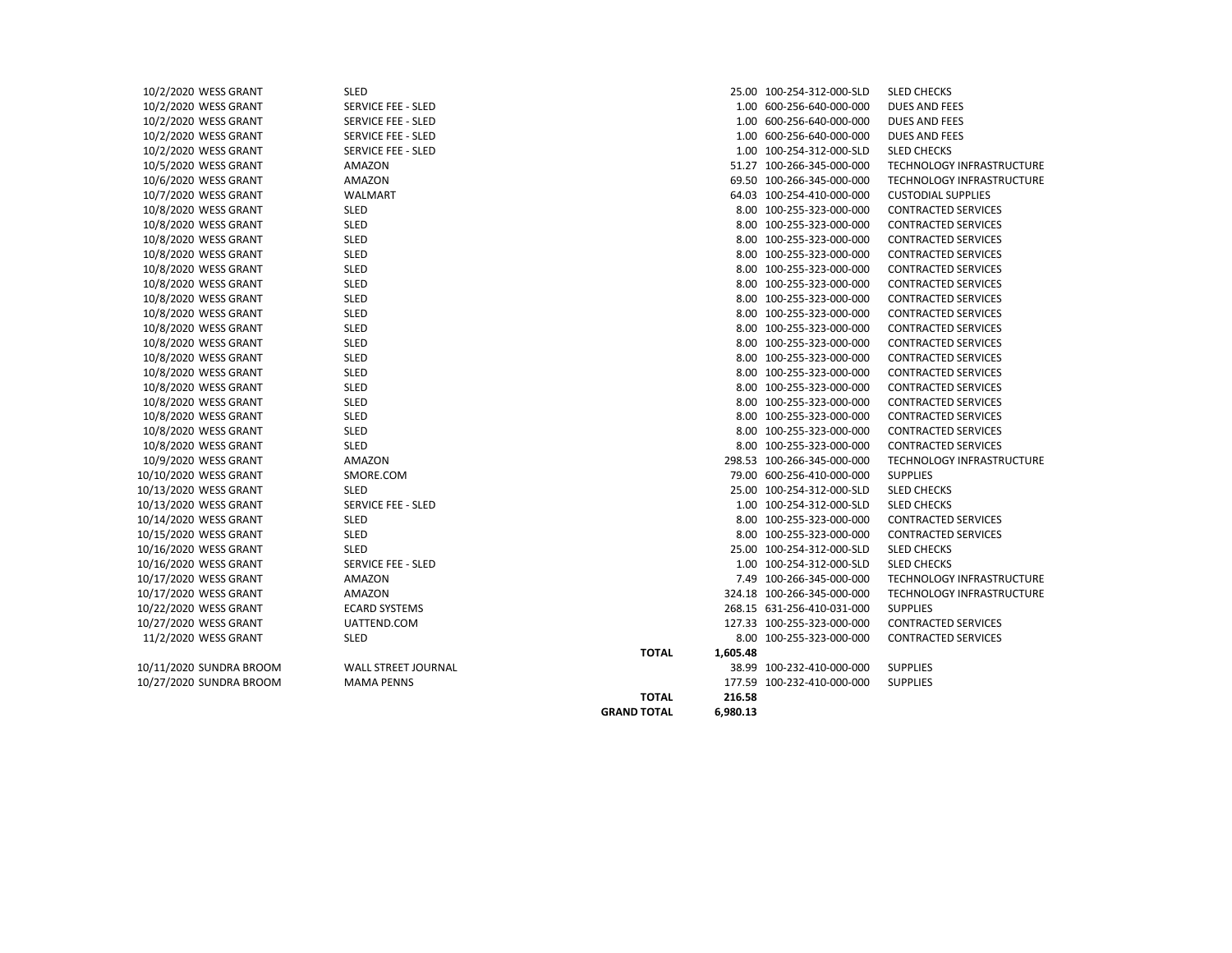| | | | | | | |
|---|---|---|---|---|---|---|
| 10/2/2020 | WESS GRANT | SLED | | 25.00 | 100-254-312-000-SLD | SLED CHECKS |
| 10/2/2020 | WESS GRANT | SERVICE FEE - SLED | | 1.00 | 600-256-640-000-000 | DUES AND FEES |
| 10/2/2020 | WESS GRANT | SERVICE FEE - SLED | | 1.00 | 600-256-640-000-000 | DUES AND FEES |
| 10/2/2020 | WESS GRANT | SERVICE FEE - SLED | | 1.00 | 600-256-640-000-000 | DUES AND FEES |
| 10/2/2020 | WESS GRANT | SERVICE FEE - SLED | | 1.00 | 100-254-312-000-SLD | SLED CHECKS |
| 10/5/2020 | WESS GRANT | AMAZON | | 51.27 | 100-266-345-000-000 | TECHNOLOGY INFRASTRUCTURE |
| 10/6/2020 | WESS GRANT | AMAZON | | 69.50 | 100-266-345-000-000 | TECHNOLOGY INFRASTRUCTURE |
| 10/7/2020 | WESS GRANT | WALMART | | 64.03 | 100-254-410-000-000 | CUSTODIAL SUPPLIES |
| 10/8/2020 | WESS GRANT | SLED | | 8.00 | 100-255-323-000-000 | CONTRACTED SERVICES |
| 10/8/2020 | WESS GRANT | SLED | | 8.00 | 100-255-323-000-000 | CONTRACTED SERVICES |
| 10/8/2020 | WESS GRANT | SLED | | 8.00 | 100-255-323-000-000 | CONTRACTED SERVICES |
| 10/8/2020 | WESS GRANT | SLED | | 8.00 | 100-255-323-000-000 | CONTRACTED SERVICES |
| 10/8/2020 | WESS GRANT | SLED | | 8.00 | 100-255-323-000-000 | CONTRACTED SERVICES |
| 10/8/2020 | WESS GRANT | SLED | | 8.00 | 100-255-323-000-000 | CONTRACTED SERVICES |
| 10/8/2020 | WESS GRANT | SLED | | 8.00 | 100-255-323-000-000 | CONTRACTED SERVICES |
| 10/8/2020 | WESS GRANT | SLED | | 8.00 | 100-255-323-000-000 | CONTRACTED SERVICES |
| 10/8/2020 | WESS GRANT | SLED | | 8.00 | 100-255-323-000-000 | CONTRACTED SERVICES |
| 10/8/2020 | WESS GRANT | SLED | | 8.00 | 100-255-323-000-000 | CONTRACTED SERVICES |
| 10/8/2020 | WESS GRANT | SLED | | 8.00 | 100-255-323-000-000 | CONTRACTED SERVICES |
| 10/8/2020 | WESS GRANT | SLED | | 8.00 | 100-255-323-000-000 | CONTRACTED SERVICES |
| 10/8/2020 | WESS GRANT | SLED | | 8.00 | 100-255-323-000-000 | CONTRACTED SERVICES |
| 10/8/2020 | WESS GRANT | SLED | | 8.00 | 100-255-323-000-000 | CONTRACTED SERVICES |
| 10/8/2020 | WESS GRANT | SLED | | 8.00 | 100-255-323-000-000 | CONTRACTED SERVICES |
| 10/8/2020 | WESS GRANT | SLED | | 8.00 | 100-255-323-000-000 | CONTRACTED SERVICES |
| 10/8/2020 | WESS GRANT | SLED | | 8.00 | 100-255-323-000-000 | CONTRACTED SERVICES |
| 10/9/2020 | WESS GRANT | AMAZON | | 298.53 | 100-266-345-000-000 | TECHNOLOGY INFRASTRUCTURE |
| 10/10/2020 | WESS GRANT | SMORE.COM | | 79.00 | 600-256-410-000-000 | SUPPLIES |
| 10/13/2020 | WESS GRANT | SLED | | 25.00 | 100-254-312-000-SLD | SLED CHECKS |
| 10/13/2020 | WESS GRANT | SERVICE FEE - SLED | | 1.00 | 100-254-312-000-SLD | SLED CHECKS |
| 10/14/2020 | WESS GRANT | SLED | | 8.00 | 100-255-323-000-000 | CONTRACTED SERVICES |
| 10/15/2020 | WESS GRANT | SLED | | 8.00 | 100-255-323-000-000 | CONTRACTED SERVICES |
| 10/16/2020 | WESS GRANT | SLED | | 25.00 | 100-254-312-000-SLD | SLED CHECKS |
| 10/16/2020 | WESS GRANT | SERVICE FEE - SLED | | 1.00 | 100-254-312-000-SLD | SLED CHECKS |
| 10/17/2020 | WESS GRANT | AMAZON | | 7.49 | 100-266-345-000-000 | TECHNOLOGY INFRASTRUCTURE |
| 10/17/2020 | WESS GRANT | AMAZON | | 324.18 | 100-266-345-000-000 | TECHNOLOGY INFRASTRUCTURE |
| 10/22/2020 | WESS GRANT | ECARD SYSTEMS | | 268.15 | 631-256-410-031-000 | SUPPLIES |
| 10/27/2020 | WESS GRANT | UATTEND.COM | | 127.33 | 100-255-323-000-000 | CONTRACTED SERVICES |
| 11/2/2020 | WESS GRANT | SLED | | 8.00 | 100-255-323-000-000 | CONTRACTED SERVICES |
| | | | **TOTAL** | **1,605.48** | | |
| 10/11/2020 | SUNDRA BROOM | WALL STREET JOURNAL | | 38.99 | 100-232-410-000-000 | SUPPLIES |
| 10/27/2020 | SUNDRA BROOM | MAMA PENNS | | 177.59 | 100-232-410-000-000 | SUPPLIES |
| | | | **TOTAL** | **216.58** | | |
| | | | **GRAND TOTAL** | **6,980.13** | | |